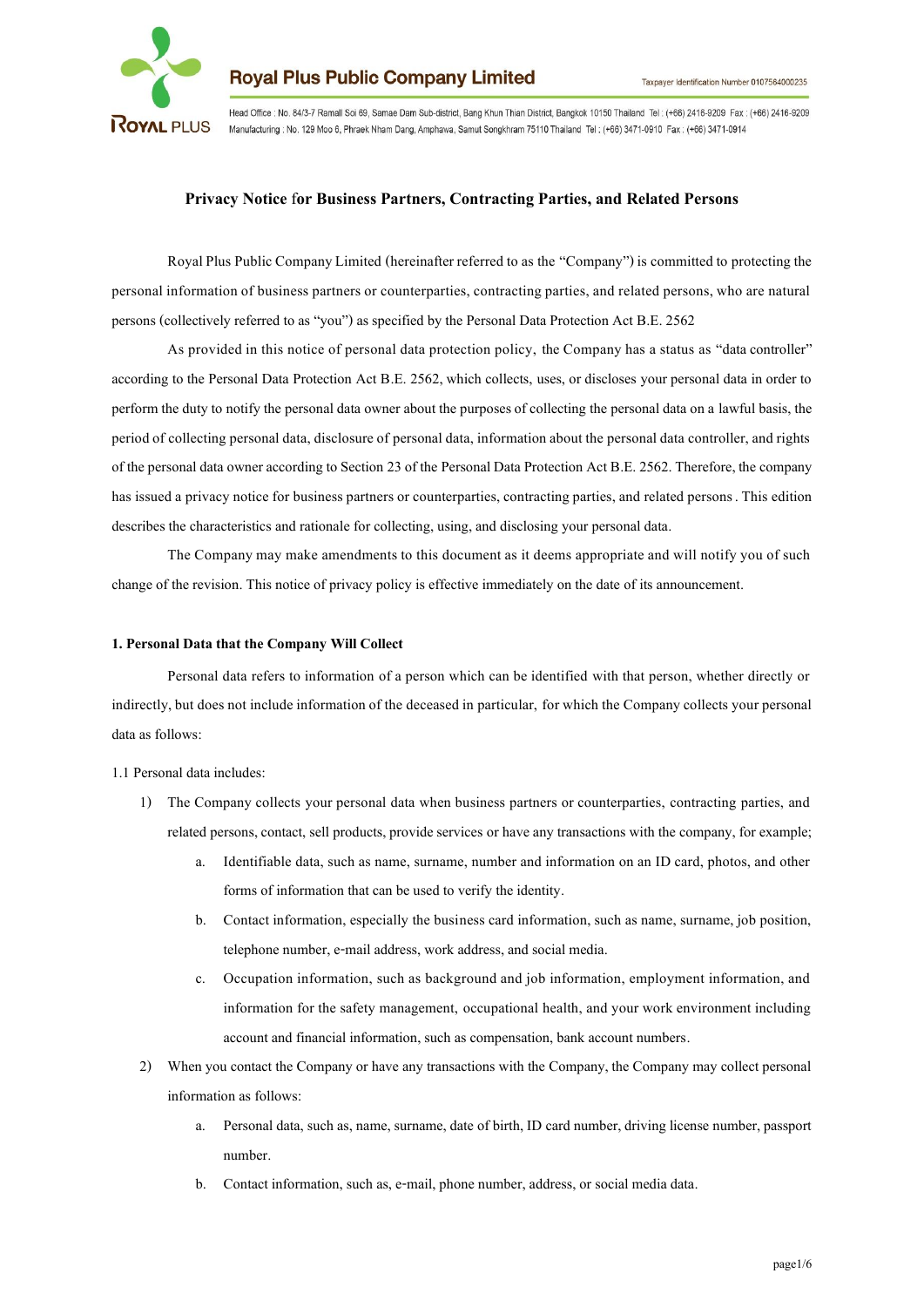**Royal Plus Public Company Limited**

Taxpayer Identification Number 0107564000235

Head Office : No. 84/3-7 Ramall Soi 69, Samae Dam Sub-district, Bang Khun Thian District, Bangkok 10150 Thailand Tel : (+66) 2416-9209 Fax : (+66) 2416-9209
Manufacturing : No. 129 Moo 6, Phraek Nham Dang, Amphawa, Samut Songkhram 75110 Thailand Tel : (+66) 3471-0910 Fax : (+66) 3471-0914

# Privacy Notice for Business Partners, Contracting Parties, and Related Persons

Royal Plus Public Company Limited (hereinafter referred to as the "Company") is committed to protecting the personal information of business partners or counterparties, contracting parties, and related persons, who are natural persons (collectively referred to as "you") as specified by the Personal Data Protection Act B.E. 2562

As provided in this notice of personal data protection policy, the Company has a status as "data controller" according to the Personal Data Protection Act B.E. 2562, which collects, uses, or discloses your personal data in order to perform the duty to notify the personal data owner about the purposes of collecting the personal data on a lawful basis, the period of collecting personal data, disclosure of personal data, information about the personal data controller, and rights of the personal data owner according to Section 23 of the Personal Data Protection Act B.E. 2562. Therefore, the company has issued a privacy notice for business partners or counterparties, contracting parties, and related persons. This edition describes the characteristics and rationale for collecting, using, and disclosing your personal data.

The Company may make amendments to this document as it deems appropriate and will notify you of such change of the revision. This notice of privacy policy is effective immediately on the date of its announcement.

## 1. Personal Data that the Company Will Collect

Personal data refers to information of a person which can be identified with that person, whether directly or indirectly, but does not include information of the deceased in particular, for which the Company collects your personal data as follows:

1.1 Personal data includes:

1) The Company collects your personal data when business partners or counterparties, contracting parties, and related persons, contact, sell products, provide services or have any transactions with the company, for example;
   a. Identifiable data, such as name, surname, number and information on an ID card, photos, and other forms of information that can be used to verify the identity.
   b. Contact information, especially the business card information, such as name, surname, job position, telephone number, e-mail address, work address, and social media.
   c. Occupation information, such as background and job information, employment information, and information for the safety management, occupational health, and your work environment including account and financial information, such as compensation, bank account numbers.
2) When you contact the Company or have any transactions with the Company, the Company may collect personal information as follows:
   a. Personal data, such as, name, surname, date of birth, ID card number, driving license number, passport number.
   b. Contact information, such as, e-mail, phone number, address, or social media data.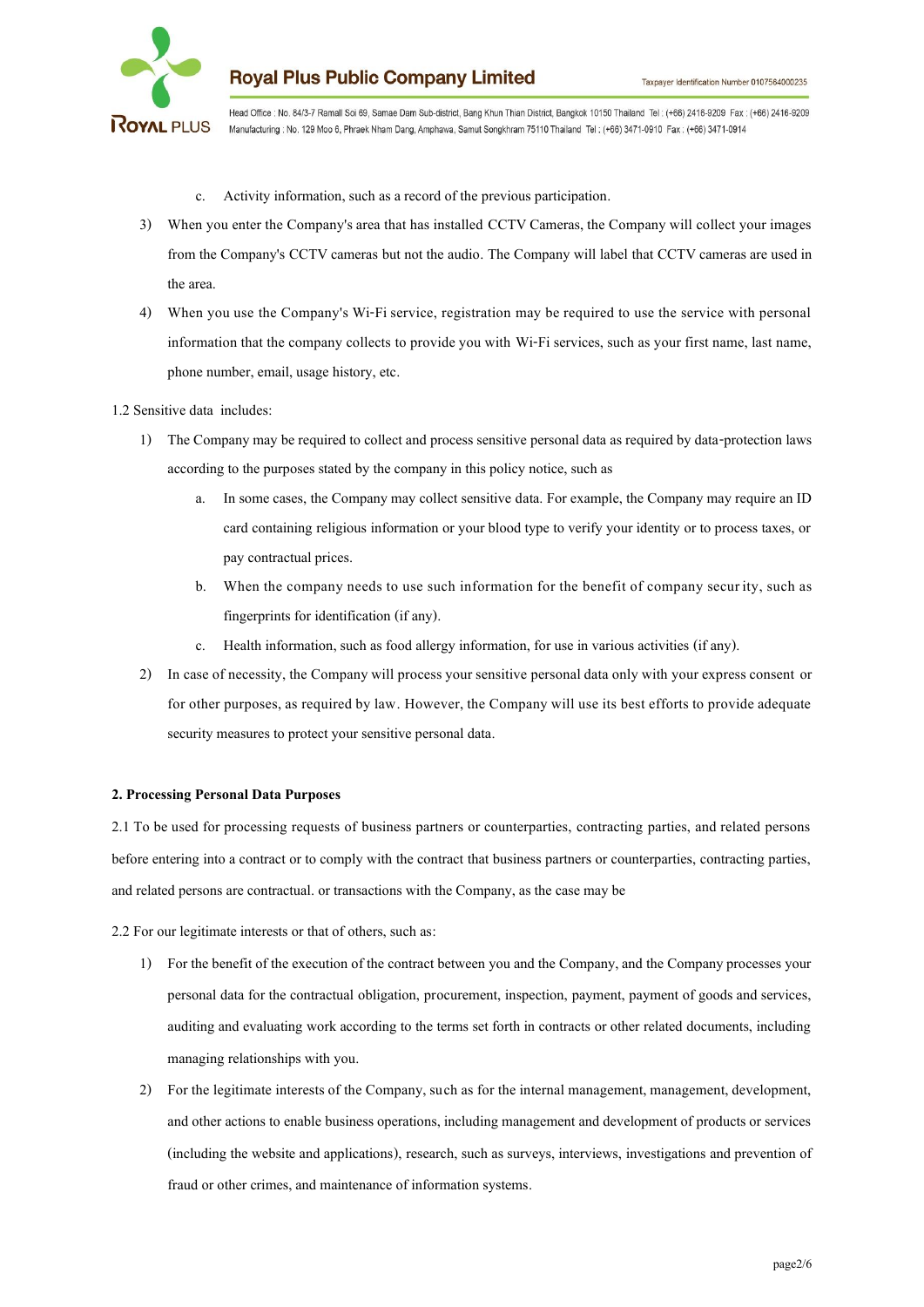c. Activity information, such as a record of the previous participation.

3) When you enter the Company's area that has installed CCTV Cameras, the Company will collect your images from the Company's CCTV cameras but not the audio. The Company will label that CCTV cameras are used in the area.

4) When you use the Company's Wi-Fi service, registration may be required to use the service with personal information that the company collects to provide you with Wi-Fi services, such as your first name, last name, phone number, email, usage history, etc.

1.2 Sensitive data includes:

1) The Company may be required to collect and process sensitive personal data as required by data-protection laws according to the purposes stated by the company in this policy notice, such as

   a. In some cases, the Company may collect sensitive data. For example, the Company may require an ID card containing religious information or your blood type to verify your identity or to process taxes, or pay contractual prices.

   b. When the company needs to use such information for the benefit of company security, such as fingerprints for identification (if any).

   c. Health information, such as food allergy information, for use in various activities (if any).

2) In case of necessity, the Company will process your sensitive personal data only with your express consent or for other purposes, as required by law. However, the Company will use its best efforts to provide adequate security measures to protect your sensitive personal data.

**2. Processing Personal Data Purposes**

2.1 To be used for processing requests of business partners or counterparties, contracting parties, and related persons before entering into a contract or to comply with the contract that business partners or counterparties, contracting parties, and related persons are contractual. or transactions with the Company, as the case may be

2.2 For our legitimate interests or that of others, such as:

1) For the benefit of the execution of the contract between you and the Company, and the Company processes your personal data for the contractual obligation, procurement, inspection, payment, payment of goods and services, auditing and evaluating work according to the terms set forth in contracts or other related documents, including managing relationships with you.

2) For the legitimate interests of the Company, such as for the internal management, management, development, and other actions to enable business operations, including management and development of products or services (including the website and applications), research, such as surveys, interviews, investigations and prevention of fraud or other crimes, and maintenance of information systems.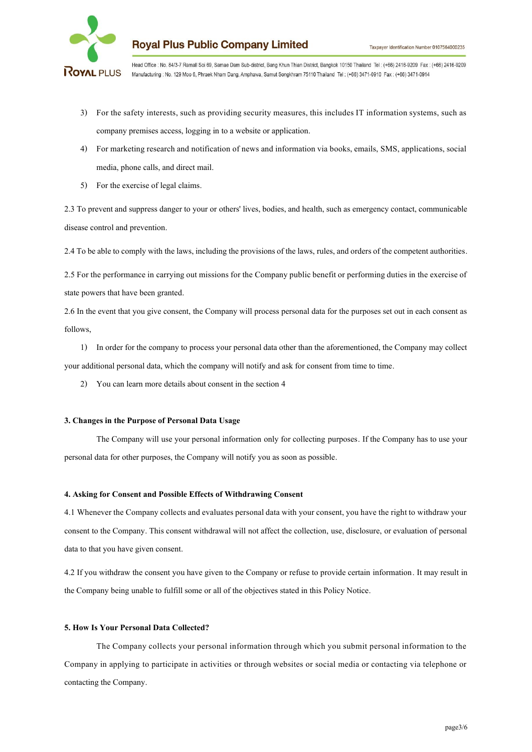3) For the safety interests, such as providing security measures, this includes IT information systems, such as company premises access, logging in to a website or application.

4) For marketing research and notification of news and information via books, emails, SMS, applications, social media, phone calls, and direct mail.

5) For the exercise of legal claims.

2.3 To prevent and suppress danger to your or others' lives, bodies, and health, such as emergency contact, communicable disease control and prevention.

2.4 To be able to comply with the laws, including the provisions of the laws, rules, and orders of the competent authorities.

2.5 For the performance in carrying out missions for the Company public benefit or performing duties in the exercise of state powers that have been granted.

2.6 In the event that you give consent, the Company will process personal data for the purposes set out in each consent as follows,

1) In order for the company to process your personal data other than the aforementioned, the Company may collect your additional personal data, which the company will notify and ask for consent from time to time.

2) You can learn more details about consent in the section 4

**3. Changes in the Purpose of Personal Data Usage**

The Company will use your personal information only for collecting purposes. If the Company has to use your personal data for other purposes, the Company will notify you as soon as possible.

**4. Asking for Consent and Possible Effects of Withdrawing Consent**

4.1 Whenever the Company collects and evaluates personal data with your consent, you have the right to withdraw your consent to the Company. This consent withdrawal will not affect the collection, use, disclosure, or evaluation of personal data to that you have given consent.

4.2 If you withdraw the consent you have given to the Company or refuse to provide certain information. It may result in the Company being unable to fulfill some or all of the objectives stated in this Policy Notice.

**5. How Is Your Personal Data Collected?**

The Company collects your personal information through which you submit personal information to the Company in applying to participate in activities or through websites or social media or contacting via telephone or contacting the Company.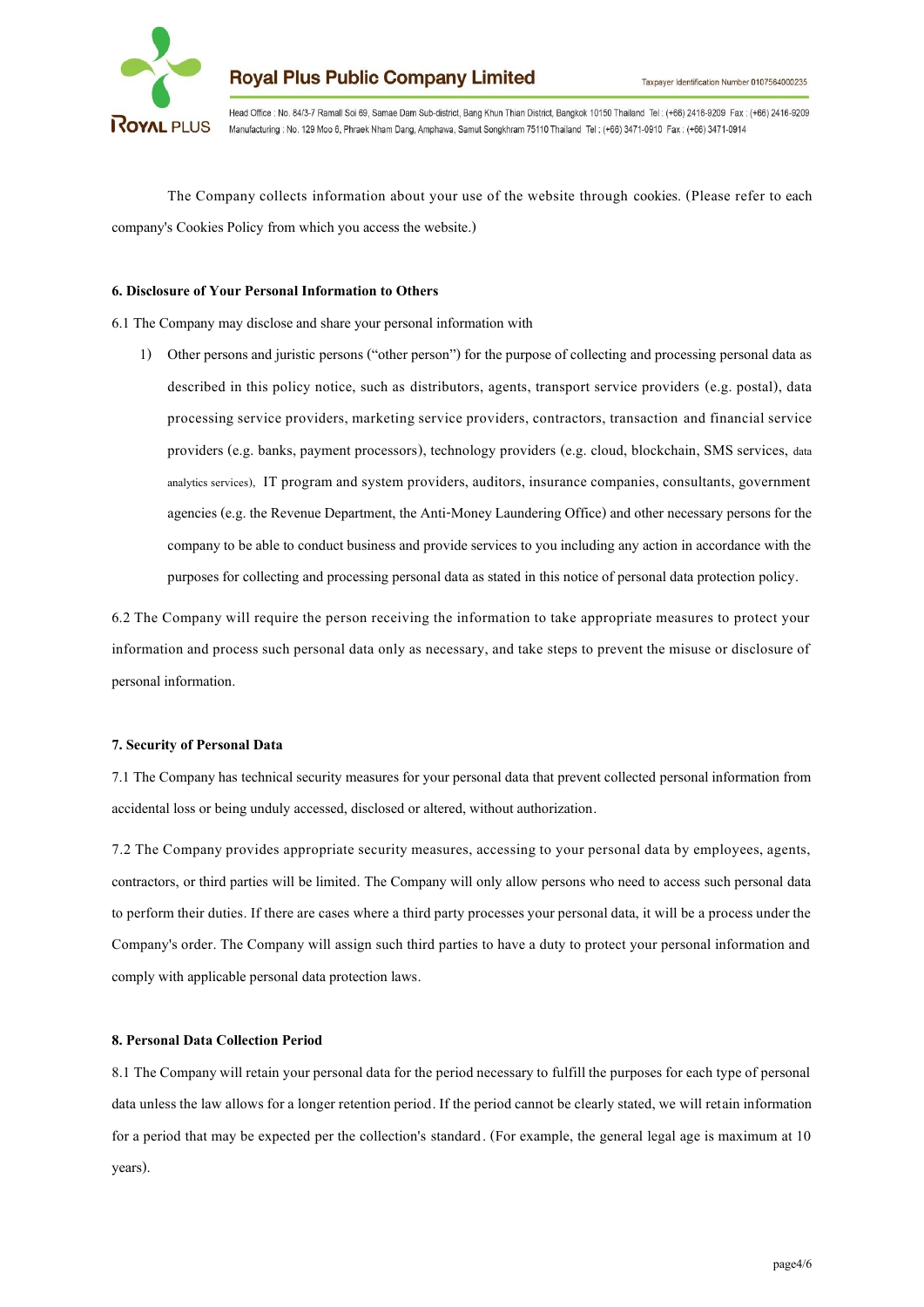The Company collects information about your use of the website through cookies. (Please refer to each company's Cookies Policy from which you access the website.)

**6. Disclosure of Your Personal Information to Others**

6.1 The Company may disclose and share your personal information with

1) Other persons and juristic persons ("other person") for the purpose of collecting and processing personal data as described in this policy notice, such as distributors, agents, transport service providers (e.g. postal), data processing service providers, marketing service providers, contractors, transaction and financial service providers (e.g. banks, payment processors), technology providers (e.g. cloud, blockchain, SMS services, data analytics services), IT program and system providers, auditors, insurance companies, consultants, government agencies (e.g. the Revenue Department, the Anti-Money Laundering Office) and other necessary persons for the company to be able to conduct business and provide services to you including any action in accordance with the purposes for collecting and processing personal data as stated in this notice of personal data protection policy.

6.2 The Company will require the person receiving the information to take appropriate measures to protect your information and process such personal data only as necessary, and take steps to prevent the misuse or disclosure of personal information.

**7. Security of Personal Data**

7.1 The Company has technical security measures for your personal data that prevent collected personal information from accidental loss or being unduly accessed, disclosed or altered, without authorization.

7.2 The Company provides appropriate security measures, accessing to your personal data by employees, agents, contractors, or third parties will be limited. The Company will only allow persons who need to access such personal data to perform their duties. If there are cases where a third party processes your personal data, it will be a process under the Company's order. The Company will assign such third parties to have a duty to protect your personal information and comply with applicable personal data protection laws.

**8. Personal Data Collection Period**

8.1 The Company will retain your personal data for the period necessary to fulfill the purposes for each type of personal data unless the law allows for a longer retention period. If the period cannot be clearly stated, we will retain information for a period that may be expected per the collection's standard. (For example, the general legal age is maximum at 10 years).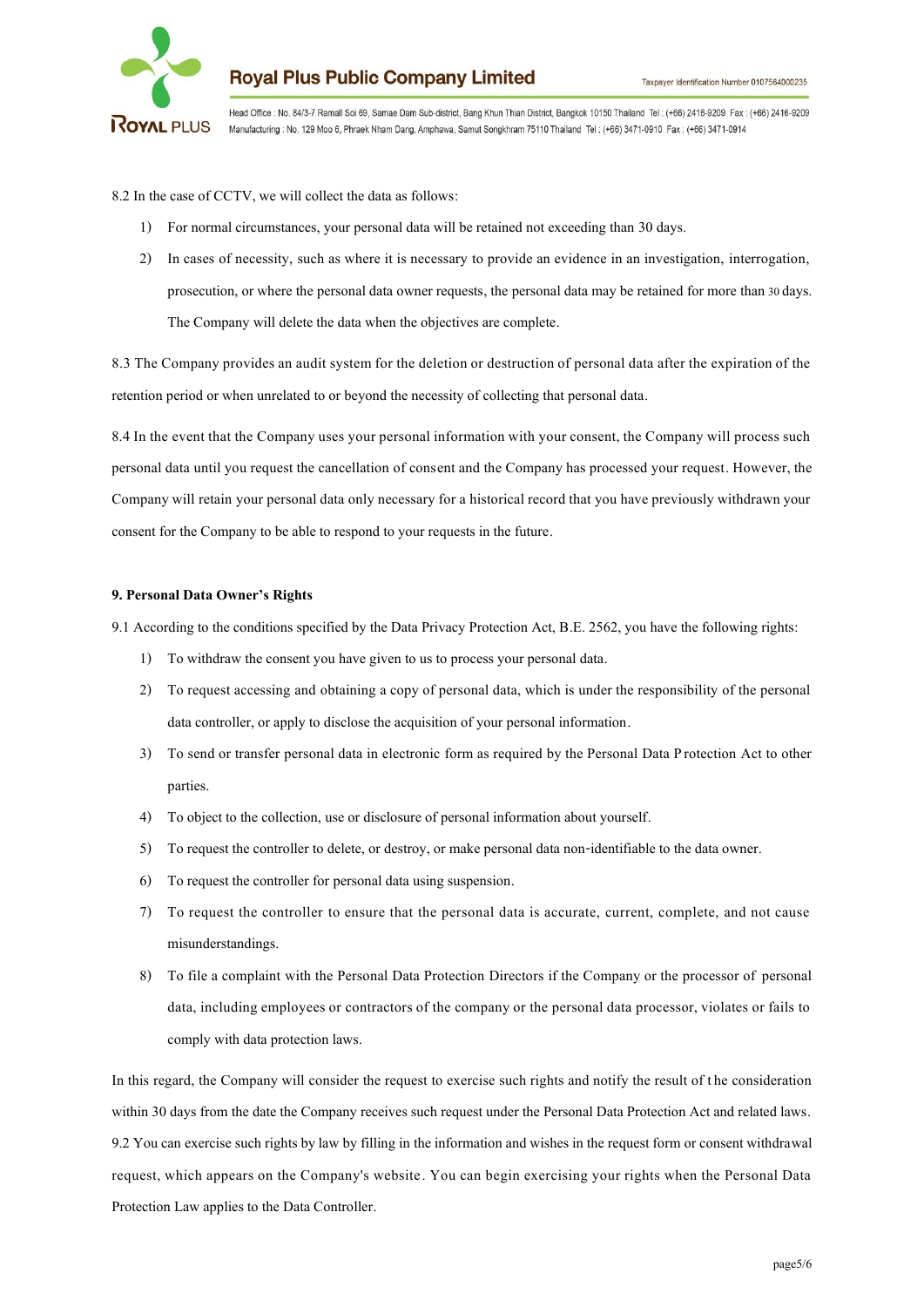8.2 In the case of CCTV, we will collect the data as follows:

1) For normal circumstances, your personal data will be retained not exceeding than 30 days.
2) In cases of necessity, such as where it is necessary to provide an evidence in an investigation, interrogation, prosecution, or where the personal data owner requests, the personal data may be retained for more than 30 days. The Company will delete the data when the objectives are complete.

8.3 The Company provides an audit system for the deletion or destruction of personal data after the expiration of the retention period or when unrelated to or beyond the necessity of collecting that personal data.

8.4 In the event that the Company uses your personal information with your consent, the Company will process such personal data until you request the cancellation of consent and the Company has processed your request. However, the Company will retain your personal data only necessary for a historical record that you have previously withdrawn your consent for the Company to be able to respond to your requests in the future.

**9. Personal Data Owner's Rights**

9.1 According to the conditions specified by the Data Privacy Protection Act, B.E. 2562, you have the following rights:

1) To withdraw the consent you have given to us to process your personal data.
2) To request accessing and obtaining a copy of personal data, which is under the responsibility of the personal data controller, or apply to disclose the acquisition of your personal information.
3) To send or transfer personal data in electronic form as required by the Personal Data Protection Act to other parties.
4) To object to the collection, use or disclosure of personal information about yourself.
5) To request the controller to delete, or destroy, or make personal data non-identifiable to the data owner.
6) To request the controller for personal data using suspension.
7) To request the controller to ensure that the personal data is accurate, current, complete, and not cause misunderstandings.
8) To file a complaint with the Personal Data Protection Directors if the Company or the processor of personal data, including employees or contractors of the company or the personal data processor, violates or fails to comply with data protection laws.

In this regard, the Company will consider the request to exercise such rights and notify the result of the consideration within 30 days from the date the Company receives such request under the Personal Data Protection Act and related laws.

9.2 You can exercise such rights by law by filling in the information and wishes in the request form or consent withdrawal request, which appears on the Company's website. You can begin exercising your rights when the Personal Data Protection Law applies to the Data Controller.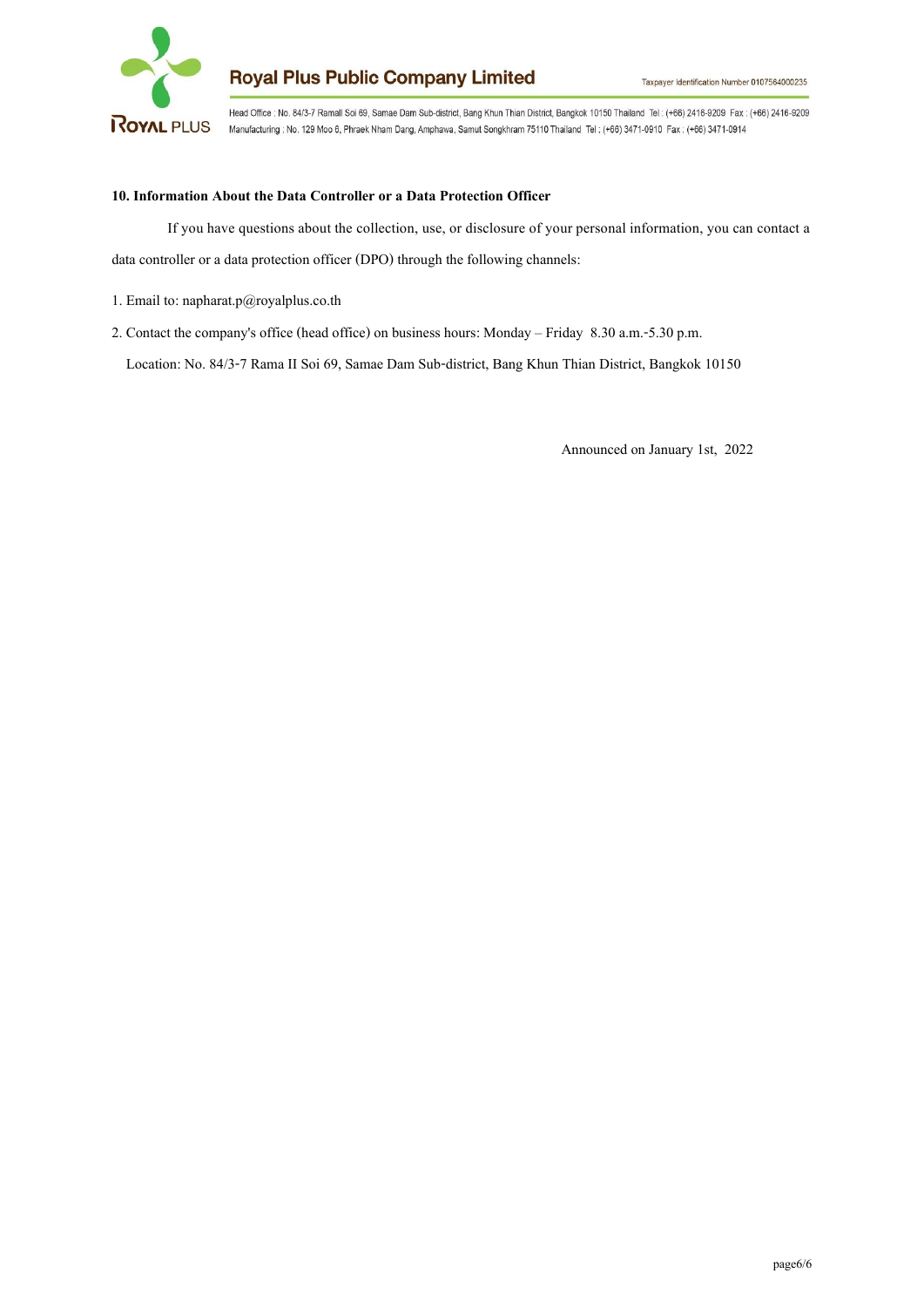## 10. Information About the Data Controller or a Data Protection Officer

If you have questions about the collection, use, or disclosure of your personal information, you can contact a data controller or a data protection officer (DPO) through the following channels:

1. Email to: napharat.p@royalplus.co.th
2. Contact the company's office (head office) on business hours: Monday – Friday 8.30 a.m.-5.30 p.m.

   Location: No. 84/3-7 Rama II Soi 69, Samae Dam Sub-district, Bang Khun Thian District, Bangkok 10150

Announced on January 1st, 2022